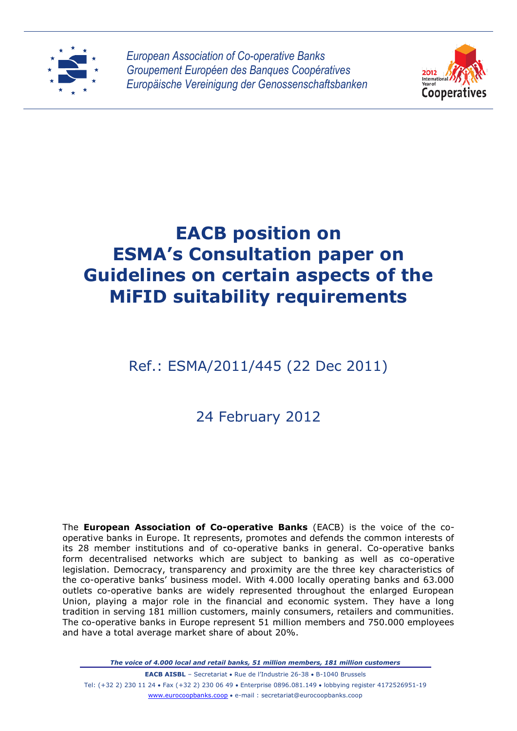*European Association of Co-operative Banks*
*Groupement Européen des Banques Coopératives*
*Europäische Vereinigung der Genossenschaftsbanken*

2012 International Year of Cooperatives

# EACB position on ESMA's Consultation paper on Guidelines on certain aspects of the MiFID suitability requirements

Ref.: ESMA/2011/445 (22 Dec 2011)

24 February 2012

The **European Association of Co-operative Banks** (EACB) is the voice of the co-operative banks in Europe. It represents, promotes and defends the common interests of its 28 member institutions and of co-operative banks in general. Co-operative banks form decentralised networks which are subject to banking as well as co-operative legislation. Democracy, transparency and proximity are the three key characteristics of the co-operative banks' business model. With 4.000 locally operating banks and 63.000 outlets co-operative banks are widely represented throughout the enlarged European Union, playing a major role in the financial and economic system. They have a long tradition in serving 181 million customers, mainly consumers, retailers and communities. The co-operative banks in Europe represent 51 million members and 750.000 employees and have a total average market share of about 20%.

***The voice of 4.000 local and retail banks, 51 million members, 181 million customers***

**EACB AISBL** – Secretariat • Rue de l'Industrie 26-38 • B-1040 Brussels
Tel: (+32 2) 230 11 24 • Fax (+32 2) 230 06 49 • Enterprise 0896.081.149 • lobbying register 4172526951-19
www.eurocoopbanks.coop • e-mail : secretariat@eurocoopbanks.coop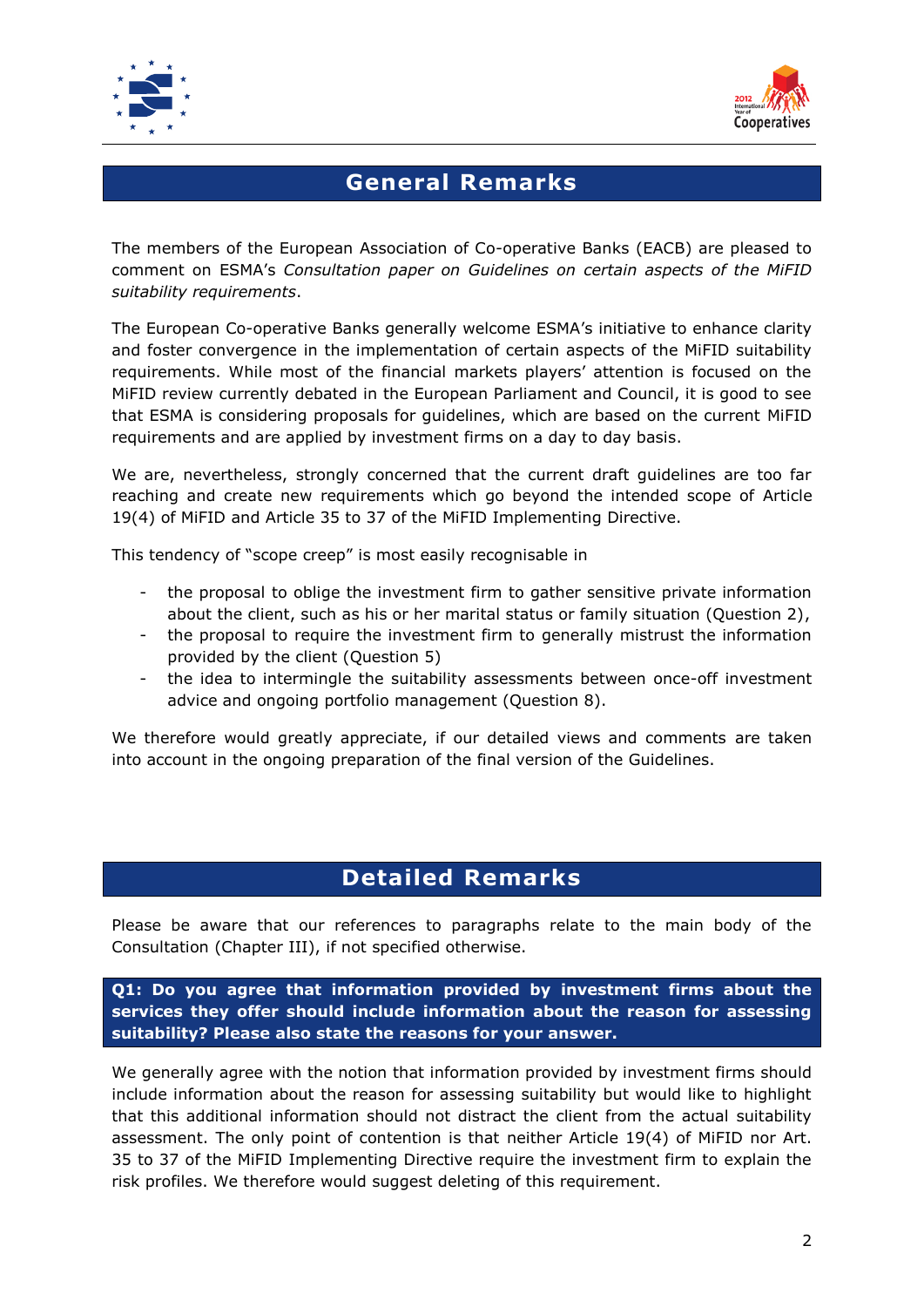## General Remarks

The members of the European Association of Co-operative Banks (EACB) are pleased to comment on ESMA's *Consultation paper on Guidelines on certain aspects of the MiFID suitability requirements*.

The European Co-operative Banks generally welcome ESMA's initiative to enhance clarity and foster convergence in the implementation of certain aspects of the MiFID suitability requirements. While most of the financial markets players' attention is focused on the MiFID review currently debated in the European Parliament and Council, it is good to see that ESMA is considering proposals for guidelines, which are based on the current MiFID requirements and are applied by investment firms on a day to day basis.

We are, nevertheless, strongly concerned that the current draft guidelines are too far reaching and create new requirements which go beyond the intended scope of Article 19(4) of MiFID and Article 35 to 37 of the MiFID Implementing Directive.

This tendency of "scope creep" is most easily recognisable in

- the proposal to oblige the investment firm to gather sensitive private information about the client, such as his or her marital status or family situation (Question 2),
- the proposal to require the investment firm to generally mistrust the information provided by the client (Question 5)
- the idea to intermingle the suitability assessments between once-off investment advice and ongoing portfolio management (Question 8).

We therefore would greatly appreciate, if our detailed views and comments are taken into account in the ongoing preparation of the final version of the Guidelines.

## Detailed Remarks

Please be aware that our references to paragraphs relate to the main body of the Consultation (Chapter III), if not specified otherwise.

**Q1: Do you agree that information provided by investment firms about the services they offer should include information about the reason for assessing suitability? Please also state the reasons for your answer.**

We generally agree with the notion that information provided by investment firms should include information about the reason for assessing suitability but would like to highlight that this additional information should not distract the client from the actual suitability assessment. The only point of contention is that neither Article 19(4) of MiFID nor Art. 35 to 37 of the MiFID Implementing Directive require the investment firm to explain the risk profiles. We therefore would suggest deleting of this requirement.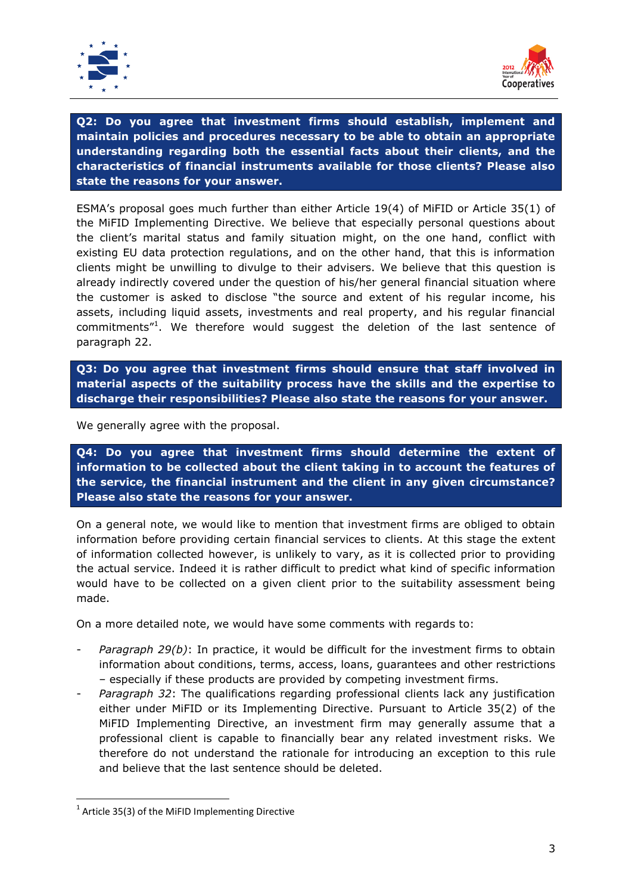**Q2: Do you agree that investment firms should establish, implement and maintain policies and procedures necessary to be able to obtain an appropriate understanding regarding both the essential facts about their clients, and the characteristics of financial instruments available for those clients? Please also state the reasons for your answer.**

ESMA's proposal goes much further than either Article 19(4) of MiFID or Article 35(1) of the MiFID Implementing Directive. We believe that especially personal questions about the client's marital status and family situation might, on the one hand, conflict with existing EU data protection regulations, and on the other hand, that this is information clients might be unwilling to divulge to their advisers. We believe that this question is already indirectly covered under the question of his/her general financial situation where the customer is asked to disclose "the source and extent of his regular income, his assets, including liquid assets, investments and real property, and his regular financial commitments"[1]. We therefore would suggest the deletion of the last sentence of paragraph 22.

**Q3: Do you agree that investment firms should ensure that staff involved in material aspects of the suitability process have the skills and the expertise to discharge their responsibilities? Please also state the reasons for your answer.**

We generally agree with the proposal.

**Q4: Do you agree that investment firms should determine the extent of information to be collected about the client taking in to account the features of the service, the financial instrument and the client in any given circumstance? Please also state the reasons for your answer.**

On a general note, we would like to mention that investment firms are obliged to obtain information before providing certain financial services to clients. At this stage the extent of information collected however, is unlikely to vary, as it is collected prior to providing the actual service. Indeed it is rather difficult to predict what kind of specific information would have to be collected on a given client prior to the suitability assessment being made.

On a more detailed note, we would have some comments with regards to:

- *Paragraph 29(b)*: In practice, it would be difficult for the investment firms to obtain information about conditions, terms, access, loans, guarantees and other restrictions – especially if these products are provided by competing investment firms.
- *Paragraph 32*: The qualifications regarding professional clients lack any justification either under MiFID or its Implementing Directive. Pursuant to Article 35(2) of the MiFID Implementing Directive, an investment firm may generally assume that a professional client is capable to financially bear any related investment risks. We therefore do not understand the rationale for introducing an exception to this rule and believe that the last sentence should be deleted.

[1] Article 35(3) of the MiFID Implementing Directive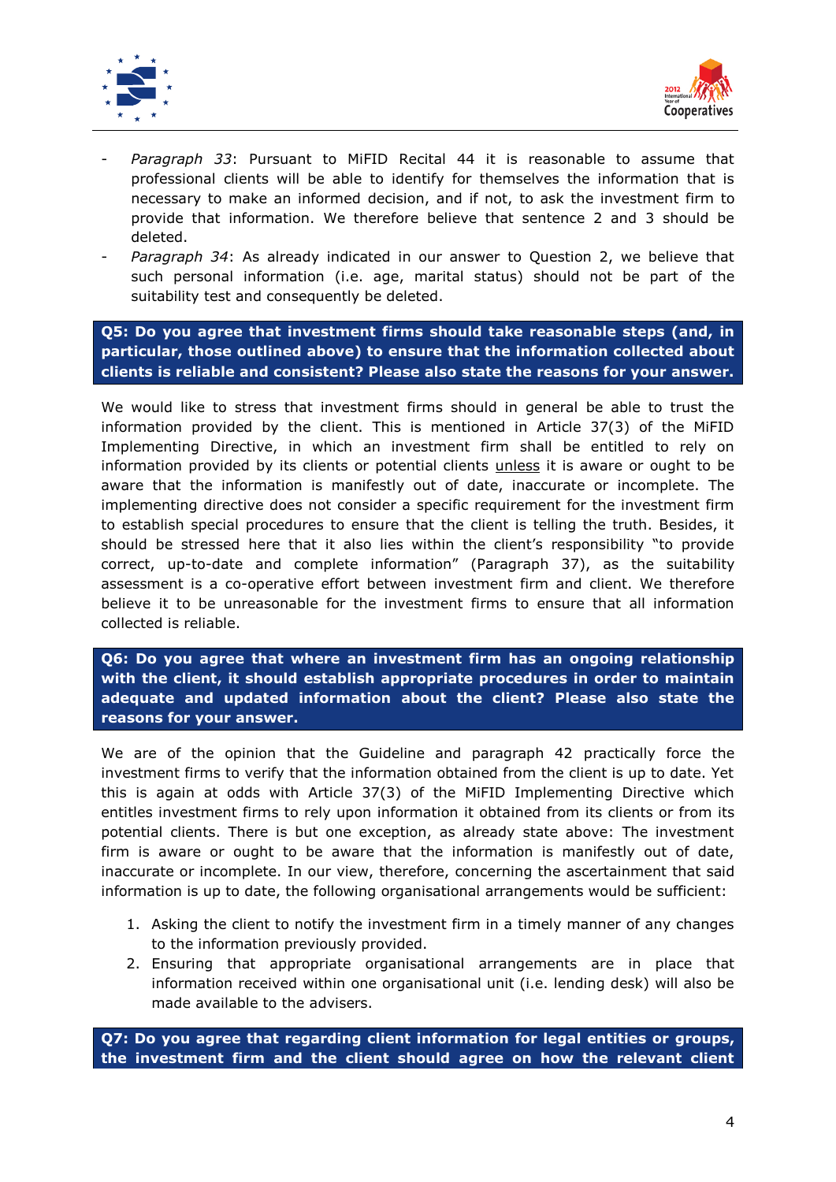- *Paragraph 33*: Pursuant to MiFID Recital 44 it is reasonable to assume that professional clients will be able to identify for themselves the information that is necessary to make an informed decision, and if not, to ask the investment firm to provide that information. We therefore believe that sentence 2 and 3 should be deleted.
- *Paragraph 34*: As already indicated in our answer to Question 2, we believe that such personal information (i.e. age, marital status) should not be part of the suitability test and consequently be deleted.

**Q5: Do you agree that investment firms should take reasonable steps (and, in particular, those outlined above) to ensure that the information collected about clients is reliable and consistent? Please also state the reasons for your answer.**

We would like to stress that investment firms should in general be able to trust the information provided by the client. This is mentioned in Article 37(3) of the MiFID Implementing Directive, in which an investment firm shall be entitled to rely on information provided by its clients or potential clients <u>unless</u> it is aware or ought to be aware that the information is manifestly out of date, inaccurate or incomplete. The implementing directive does not consider a specific requirement for the investment firm to establish special procedures to ensure that the client is telling the truth. Besides, it should be stressed here that it also lies within the client's responsibility "to provide correct, up-to-date and complete information" (Paragraph 37), as the suitability assessment is a co-operative effort between investment firm and client. We therefore believe it to be unreasonable for the investment firms to ensure that all information collected is reliable.

**Q6: Do you agree that where an investment firm has an ongoing relationship with the client, it should establish appropriate procedures in order to maintain adequate and updated information about the client? Please also state the reasons for your answer.**

We are of the opinion that the Guideline and paragraph 42 practically force the investment firms to verify that the information obtained from the client is up to date. Yet this is again at odds with Article 37(3) of the MiFID Implementing Directive which entitles investment firms to rely upon information it obtained from its clients or from its potential clients. There is but one exception, as already state above: The investment firm is aware or ought to be aware that the information is manifestly out of date, inaccurate or incomplete. In our view, therefore, concerning the ascertainment that said information is up to date, the following organisational arrangements would be sufficient:

1. Asking the client to notify the investment firm in a timely manner of any changes to the information previously provided.
2. Ensuring that appropriate organisational arrangements are in place that information received within one organisational unit (i.e. lending desk) will also be made available to the advisers.

**Q7: Do you agree that regarding client information for legal entities or groups, the investment firm and the client should agree on how the relevant client**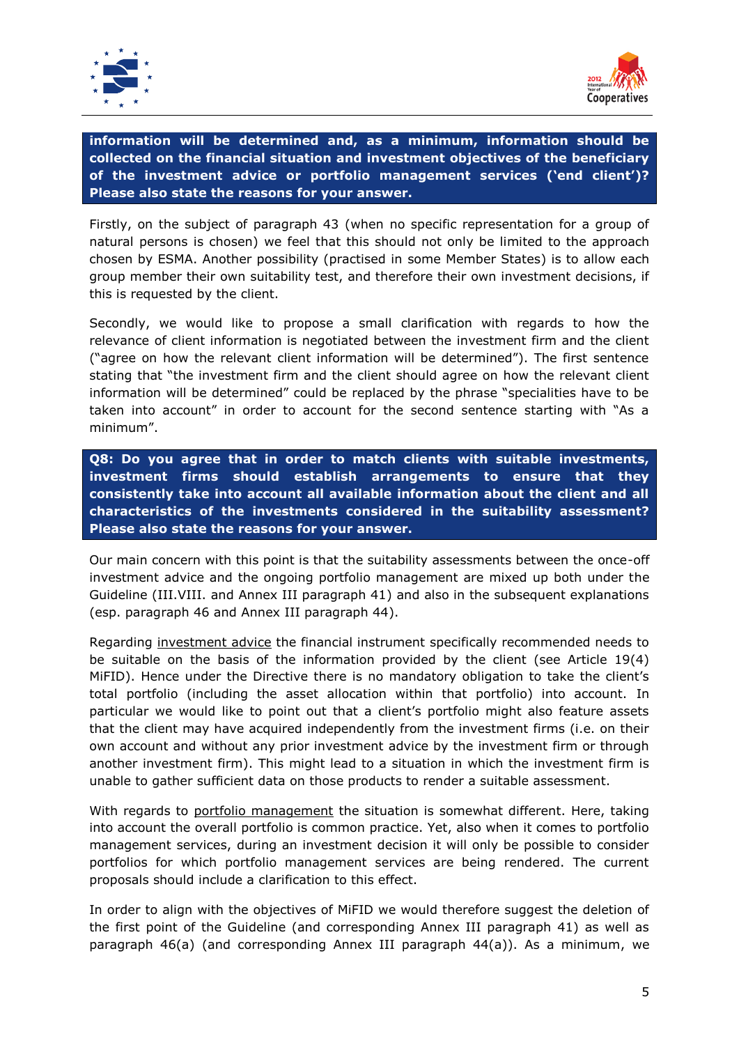**information will be determined and, as a minimum, information should be collected on the financial situation and investment objectives of the beneficiary of the investment advice or portfolio management services ('end client')? Please also state the reasons for your answer.**

Firstly, on the subject of paragraph 43 (when no specific representation for a group of natural persons is chosen) we feel that this should not only be limited to the approach chosen by ESMA. Another possibility (practised in some Member States) is to allow each group member their own suitability test, and therefore their own investment decisions, if this is requested by the client.

Secondly, we would like to propose a small clarification with regards to how the relevance of client information is negotiated between the investment firm and the client ("agree on how the relevant client information will be determined"). The first sentence stating that "the investment firm and the client should agree on how the relevant client information will be determined" could be replaced by the phrase "specialities have to be taken into account" in order to account for the second sentence starting with "As a minimum".

**Q8: Do you agree that in order to match clients with suitable investments, investment firms should establish arrangements to ensure that they consistently take into account all available information about the client and all characteristics of the investments considered in the suitability assessment? Please also state the reasons for your answer.**

Our main concern with this point is that the suitability assessments between the once-off investment advice and the ongoing portfolio management are mixed up both under the Guideline (III.VIII. and Annex III paragraph 41) and also in the subsequent explanations (esp. paragraph 46 and Annex III paragraph 44).

Regarding investment advice the financial instrument specifically recommended needs to be suitable on the basis of the information provided by the client (see Article 19(4) MiFID). Hence under the Directive there is no mandatory obligation to take the client's total portfolio (including the asset allocation within that portfolio) into account. In particular we would like to point out that a client's portfolio might also feature assets that the client may have acquired independently from the investment firms (i.e. on their own account and without any prior investment advice by the investment firm or through another investment firm). This might lead to a situation in which the investment firm is unable to gather sufficient data on those products to render a suitable assessment.

With regards to portfolio management the situation is somewhat different. Here, taking into account the overall portfolio is common practice. Yet, also when it comes to portfolio management services, during an investment decision it will only be possible to consider portfolios for which portfolio management services are being rendered. The current proposals should include a clarification to this effect.

In order to align with the objectives of MiFID we would therefore suggest the deletion of the first point of the Guideline (and corresponding Annex III paragraph 41) as well as paragraph 46(a) (and corresponding Annex III paragraph 44(a)). As a minimum, we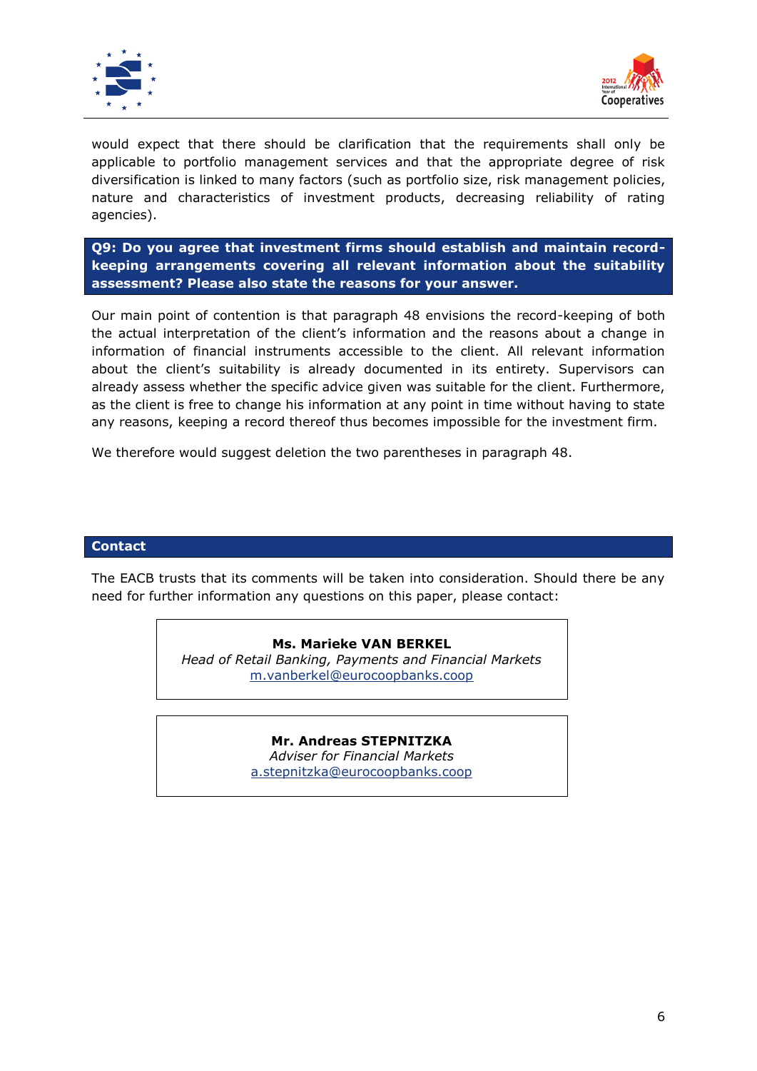would expect that there should be clarification that the requirements shall only be applicable to portfolio management services and that the appropriate degree of risk diversification is linked to many factors (such as portfolio size, risk management policies, nature and characteristics of investment products, decreasing reliability of rating agencies).

**Q9: Do you agree that investment firms should establish and maintain record-keeping arrangements covering all relevant information about the suitability assessment? Please also state the reasons for your answer.**

Our main point of contention is that paragraph 48 envisions the record-keeping of both the actual interpretation of the client's information and the reasons about a change in information of financial instruments accessible to the client. All relevant information about the client's suitability is already documented in its entirety. Supervisors can already assess whether the specific advice given was suitable for the client. Furthermore, as the client is free to change his information at any point in time without having to state any reasons, keeping a record thereof thus becomes impossible for the investment firm.

We therefore would suggest deletion the two parentheses in paragraph 48.

## Contact

The EACB trusts that its comments will be taken into consideration. Should there be any need for further information any questions on this paper, please contact:

**Ms. Marieke VAN BERKEL**
*Head of Retail Banking, Payments and Financial Markets*
m.vanberkel@eurocoopbanks.coop

**Mr. Andreas STEPNITZKA**
*Adviser for Financial Markets*
a.stepnitzka@eurocoopbanks.coop